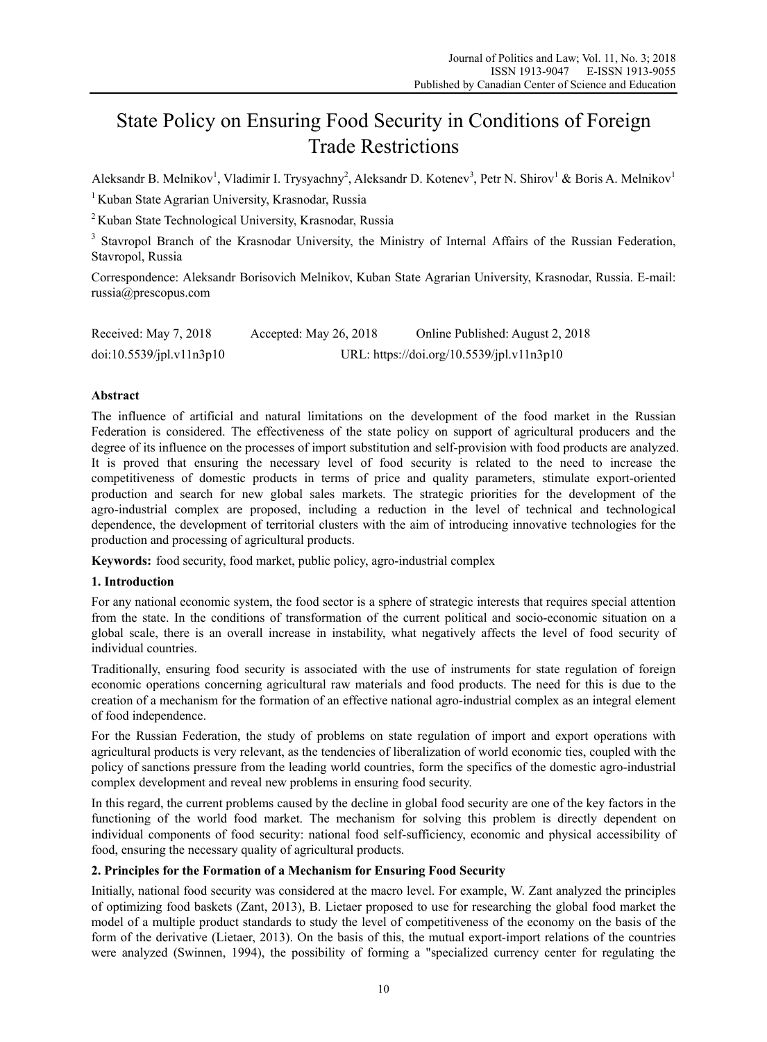# State Policy on Ensuring Food Security in Conditions of Foreign Trade Restrictions

Aleksandr B. Melnikov[1], Vladimir I. Trysyachny[2], Aleksandr D. Kotenev[3], Petr N. Shirov[1] & Boris A. Melnikov[1]

[1] Kuban State Agrarian University, Krasnodar, Russia

[2] Kuban State Technological University, Krasnodar, Russia

[3] Stavropol Branch of the Krasnodar University, the Ministry of Internal Affairs of the Russian Federation, Stavropol, Russia

Correspondence: Aleksandr Borisovich Melnikov, Kuban State Agrarian University, Krasnodar, Russia. E-mail: russia@prescopus.com

Received: May 7, 2018 Accepted: May 26, 2018 Online Published: August 2, 2018

doi:10.5539/jpl.v11n3p10 URL: https://doi.org/10.5539/jpl.v11n3p10

## Abstract

The influence of artificial and natural limitations on the development of the food market in the Russian Federation is considered. The effectiveness of the state policy on support of agricultural producers and the degree of its influence on the processes of import substitution and self-provision with food products are analyzed. It is proved that ensuring the necessary level of food security is related to the need to increase the competitiveness of domestic products in terms of price and quality parameters, stimulate export-oriented production and search for new global sales markets. The strategic priorities for the development of the agro-industrial complex are proposed, including a reduction in the level of technical and technological dependence, the development of territorial clusters with the aim of introducing innovative technologies for the production and processing of agricultural products.

**Keywords:** food security, food market, public policy, agro-industrial complex

## 1. Introduction

For any national economic system, the food sector is a sphere of strategic interests that requires special attention from the state. In the conditions of transformation of the current political and socio-economic situation on a global scale, there is an overall increase in instability, what negatively affects the level of food security of individual countries.

Traditionally, ensuring food security is associated with the use of instruments for state regulation of foreign economic operations concerning agricultural raw materials and food products. The need for this is due to the creation of a mechanism for the formation of an effective national agro-industrial complex as an integral element of food independence.

For the Russian Federation, the study of problems on state regulation of import and export operations with agricultural products is very relevant, as the tendencies of liberalization of world economic ties, coupled with the policy of sanctions pressure from the leading world countries, form the specifics of the domestic agro-industrial complex development and reveal new problems in ensuring food security.

In this regard, the current problems caused by the decline in global food security are one of the key factors in the functioning of the world food market. The mechanism for solving this problem is directly dependent on individual components of food security: national food self-sufficiency, economic and physical accessibility of food, ensuring the necessary quality of agricultural products.

## 2. Principles for the Formation of a Mechanism for Ensuring Food Security

Initially, national food security was considered at the macro level. For example, W. Zant analyzed the principles of optimizing food baskets (Zant, 2013), B. Lietaer proposed to use for researching the global food market the model of a multiple product standards to study the level of competitiveness of the economy on the basis of the form of the derivative (Lietaer, 2013). On the basis of this, the mutual export-import relations of the countries were analyzed (Swinnen, 1994), the possibility of forming a "specialized currency center for regulating the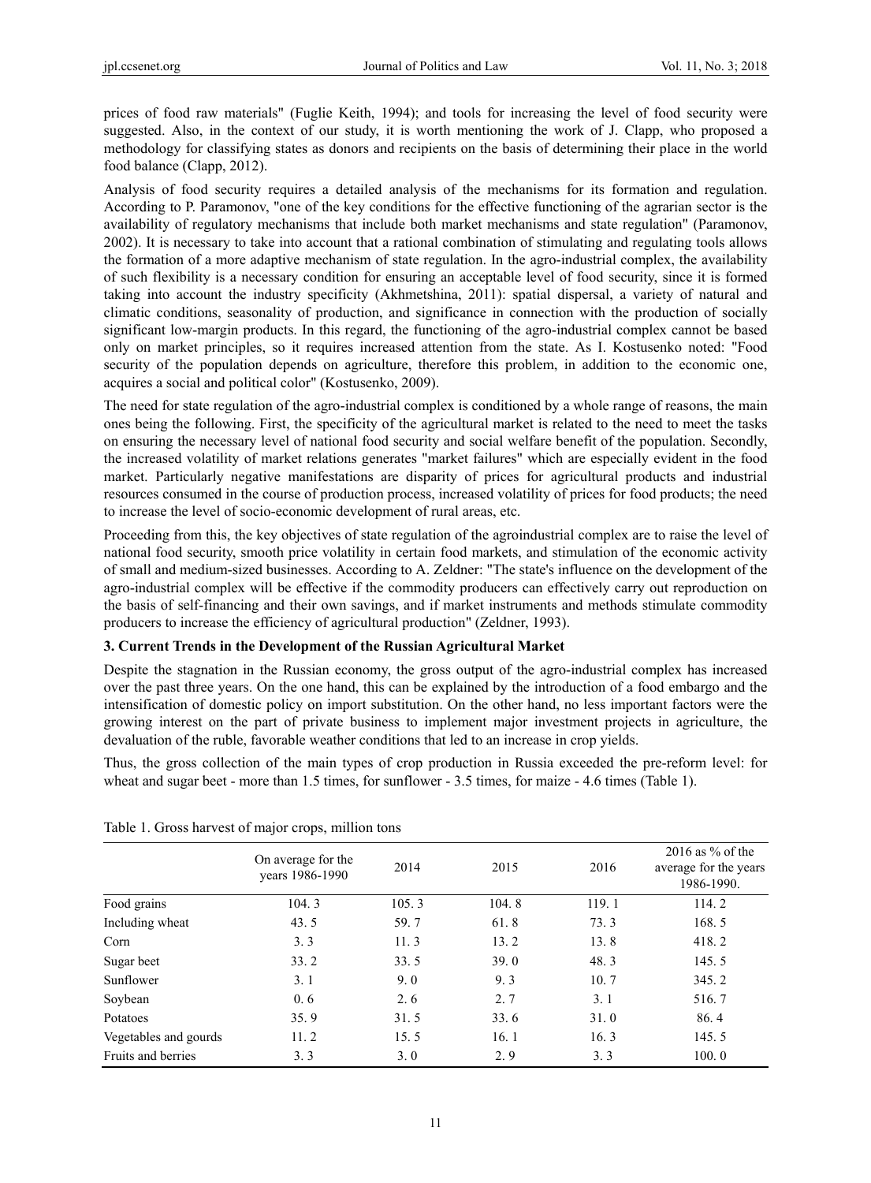prices of food raw materials" (Fuglie Keith, 1994); and tools for increasing the level of food security were suggested. Also, in the context of our study, it is worth mentioning the work of J. Clapp, who proposed a methodology for classifying states as donors and recipients on the basis of determining their place in the world food balance (Clapp, 2012).

Analysis of food security requires a detailed analysis of the mechanisms for its formation and regulation. According to P. Paramonov, "one of the key conditions for the effective functioning of the agrarian sector is the availability of regulatory mechanisms that include both market mechanisms and state regulation" (Paramonov, 2002). It is necessary to take into account that a rational combination of stimulating and regulating tools allows the formation of a more adaptive mechanism of state regulation. In the agro-industrial complex, the availability of such flexibility is a necessary condition for ensuring an acceptable level of food security, since it is formed taking into account the industry specificity (Akhmetshina, 2011): spatial dispersal, a variety of natural and climatic conditions, seasonality of production, and significance in connection with the production of socially significant low-margin products. In this regard, the functioning of the agro-industrial complex cannot be based only on market principles, so it requires increased attention from the state. As I. Kostusenko noted: "Food security of the population depends on agriculture, therefore this problem, in addition to the economic one, acquires a social and political color" (Kostusenko, 2009).

The need for state regulation of the agro-industrial complex is conditioned by a whole range of reasons, the main ones being the following. First, the specificity of the agricultural market is related to the need to meet the tasks on ensuring the necessary level of national food security and social welfare benefit of the population. Secondly, the increased volatility of market relations generates "market failures" which are especially evident in the food market. Particularly negative manifestations are disparity of prices for agricultural products and industrial resources consumed in the course of production process, increased volatility of prices for food products; the need to increase the level of socio-economic development of rural areas, etc.

Proceeding from this, the key objectives of state regulation of the agroindustrial complex are to raise the level of national food security, smooth price volatility in certain food markets, and stimulation of the economic activity of small and medium-sized businesses. According to A. Zeldner: "The state's influence on the development of the agro-industrial complex will be effective if the commodity producers can effectively carry out reproduction on the basis of self-financing and their own savings, and if market instruments and methods stimulate commodity producers to increase the efficiency of agricultural production" (Zeldner, 1993).

## 3. Current Trends in the Development of the Russian Agricultural Market

Despite the stagnation in the Russian economy, the gross output of the agro-industrial complex has increased over the past three years. On the one hand, this can be explained by the introduction of a food embargo and the intensification of domestic policy on import substitution. On the other hand, no less important factors were the growing interest on the part of private business to implement major investment projects in agriculture, the devaluation of the ruble, favorable weather conditions that led to an increase in crop yields.

Thus, the gross collection of the main types of crop production in Russia exceeded the pre-reform level: for wheat and sugar beet - more than 1.5 times, for sunflower - 3.5 times, for maize - 4.6 times (Table 1).

Table 1. Gross harvest of major crops, million tons

| | On average for the years 1986-1990 | 2014 | 2015 | 2016 | 2016 as % of the average for the years 1986-1990. |
|---|---|---|---|---|---|
| Food grains | 104. 3 | 105. 3 | 104. 8 | 119. 1 | 114. 2 |
| Including wheat | 43. 5 | 59. 7 | 61. 8 | 73. 3 | 168. 5 |
| Corn | 3. 3 | 11. 3 | 13. 2 | 13. 8 | 418. 2 |
| Sugar beet | 33. 2 | 33. 5 | 39. 0 | 48. 3 | 145. 5 |
| Sunflower | 3. 1 | 9. 0 | 9. 3 | 10. 7 | 345. 2 |
| Soybean | 0. 6 | 2. 6 | 2. 7 | 3. 1 | 516. 7 |
| Potatoes | 35. 9 | 31. 5 | 33. 6 | 31. 0 | 86. 4 |
| Vegetables and gourds | 11. 2 | 15. 5 | 16. 1 | 16. 3 | 145. 5 |
| Fruits and berries | 3. 3 | 3. 0 | 2. 9 | 3. 3 | 100. 0 |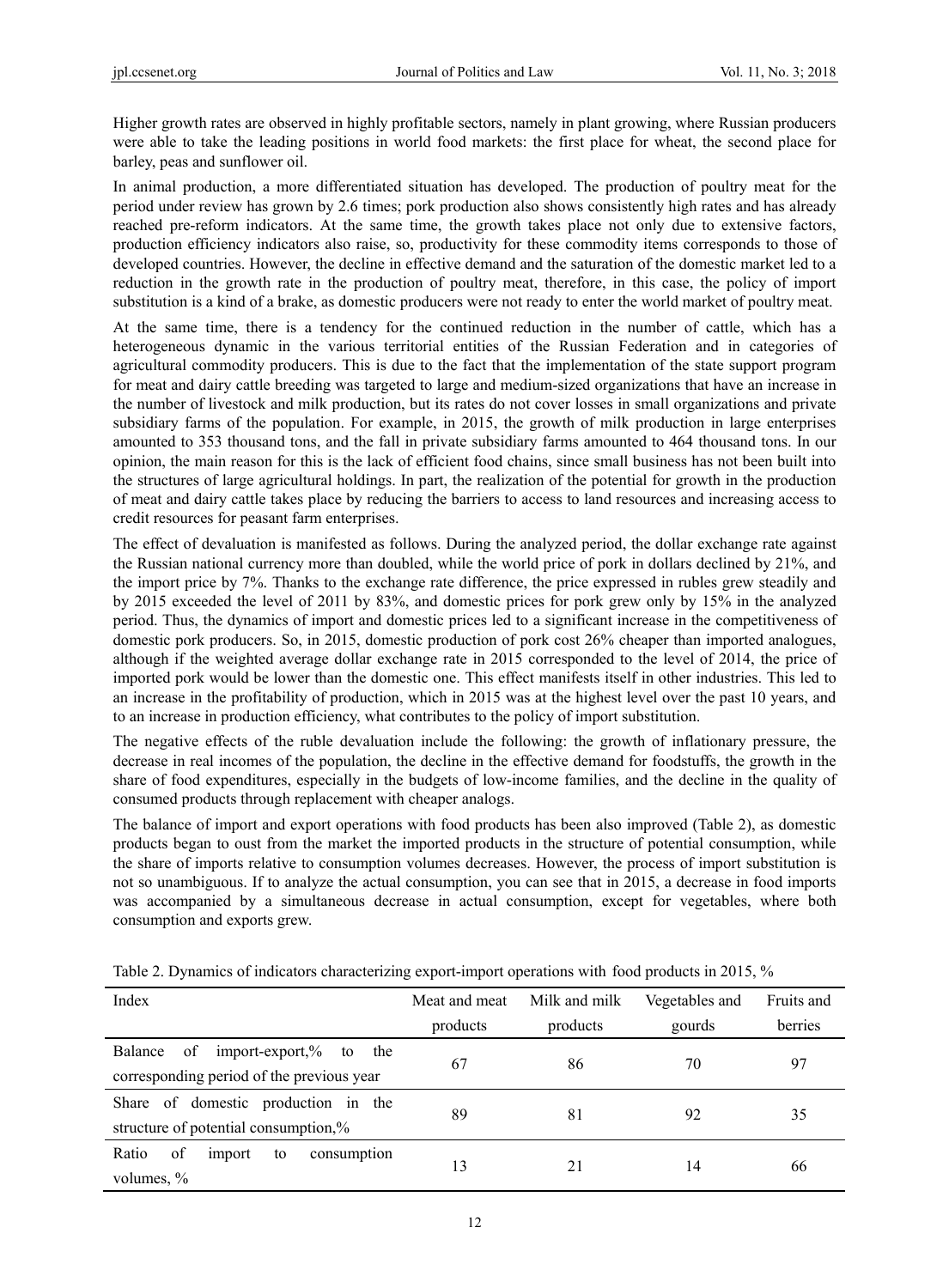Higher growth rates are observed in highly profitable sectors, namely in plant growing, where Russian producers were able to take the leading positions in world food markets: the first place for wheat, the second place for barley, peas and sunflower oil.

In animal production, a more differentiated situation has developed. The production of poultry meat for the period under review has grown by 2.6 times; pork production also shows consistently high rates and has already reached pre-reform indicators. At the same time, the growth takes place not only due to extensive factors, production efficiency indicators also raise, so, productivity for these commodity items corresponds to those of developed countries. However, the decline in effective demand and the saturation of the domestic market led to a reduction in the growth rate in the production of poultry meat, therefore, in this case, the policy of import substitution is a kind of a brake, as domestic producers were not ready to enter the world market of poultry meat.

At the same time, there is a tendency for the continued reduction in the number of cattle, which has a heterogeneous dynamic in the various territorial entities of the Russian Federation and in categories of agricultural commodity producers. This is due to the fact that the implementation of the state support program for meat and dairy cattle breeding was targeted to large and medium-sized organizations that have an increase in the number of livestock and milk production, but its rates do not cover losses in small organizations and private subsidiary farms of the population. For example, in 2015, the growth of milk production in large enterprises amounted to 353 thousand tons, and the fall in private subsidiary farms amounted to 464 thousand tons. In our opinion, the main reason for this is the lack of efficient food chains, since small business has not been built into the structures of large agricultural holdings. In part, the realization of the potential for growth in the production of meat and dairy cattle takes place by reducing the barriers to access to land resources and increasing access to credit resources for peasant farm enterprises.

The effect of devaluation is manifested as follows. During the analyzed period, the dollar exchange rate against the Russian national currency more than doubled, while the world price of pork in dollars declined by 21%, and the import price by 7%. Thanks to the exchange rate difference, the price expressed in rubles grew steadily and by 2015 exceeded the level of 2011 by 83%, and domestic prices for pork grew only by 15% in the analyzed period. Thus, the dynamics of import and domestic prices led to a significant increase in the competitiveness of domestic pork producers. So, in 2015, domestic production of pork cost 26% cheaper than imported analogues, although if the weighted average dollar exchange rate in 2015 corresponded to the level of 2014, the price of imported pork would be lower than the domestic one. This effect manifests itself in other industries. This led to an increase in the profitability of production, which in 2015 was at the highest level over the past 10 years, and to an increase in production efficiency, what contributes to the policy of import substitution.

The negative effects of the ruble devaluation include the following: the growth of inflationary pressure, the decrease in real incomes of the population, the decline in the effective demand for foodstuffs, the growth in the share of food expenditures, especially in the budgets of low-income families, and the decline in the quality of consumed products through replacement with cheaper analogs.

The balance of import and export operations with food products has been also improved (Table 2), as domestic products began to oust from the market the imported products in the structure of potential consumption, while the share of imports relative to consumption volumes decreases. However, the process of import substitution is not so unambiguous. If to analyze the actual consumption, you can see that in 2015, a decrease in food imports was accompanied by a simultaneous decrease in actual consumption, except for vegetables, where both consumption and exports grew.

Table 2. Dynamics of indicators characterizing export-import operations with food products in 2015, %

| Index | Meat and meat products | Milk and milk products | Vegetables and gourds | Fruits and berries |
|---|---|---|---|---|
| Balance of import-export,% to the corresponding period of the previous year | 67 | 86 | 70 | 97 |
| Share of domestic production in the structure of potential consumption,% | 89 | 81 | 92 | 35 |
| Ratio of import to consumption volumes, % | 13 | 21 | 14 | 66 |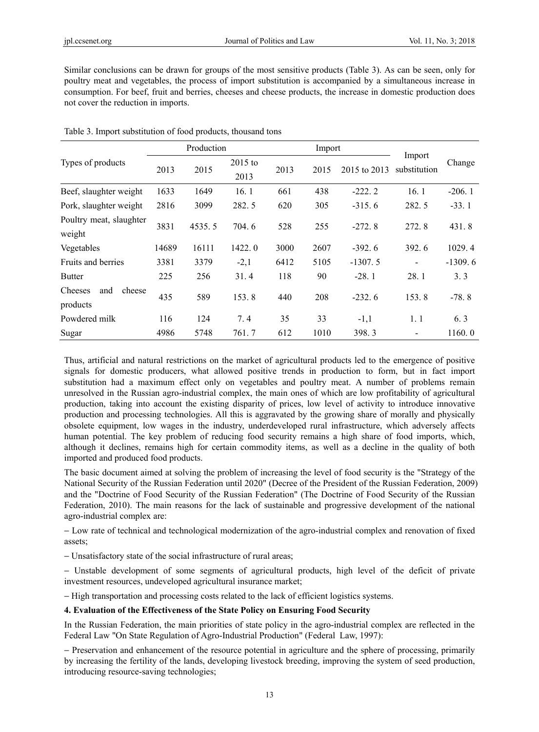Similar conclusions can be drawn for groups of the most sensitive products (Table 3). As can be seen, only for poultry meat and vegetables, the process of import substitution is accompanied by a simultaneous increase in consumption. For beef, fruit and berries, cheeses and cheese products, the increase in domestic production does not cover the reduction in imports.

Table 3. Import substitution of food products, thousand tons

| Types of products | Production | | | Import | | | Import substitution | Change |
|---|---|---|---|---|---|---|---|---|
| | 2013 | 2015 | 2015 to 2013 | 2013 | 2015 | 2015 to 2013 | | |
| Beef, slaughter weight | 1633 | 1649 | 16. 1 | 661 | 438 | -222. 2 | 16. 1 | -206. 1 |
| Pork, slaughter weight | 2816 | 3099 | 282. 5 | 620 | 305 | -315. 6 | 282. 5 | -33. 1 |
| Poultry meat, slaughter weight | 3831 | 4535. 5 | 704. 6 | 528 | 255 | -272. 8 | 272. 8 | 431. 8 |
| Vegetables | 14689 | 16111 | 1422. 0 | 3000 | 2607 | -392. 6 | 392. 6 | 1029. 4 |
| Fruits and berries | 3381 | 3379 | -2,1 | 6412 | 5105 | -1307. 5 | - | -1309. 6 |
| Butter | 225 | 256 | 31. 4 | 118 | 90 | -28. 1 | 28. 1 | 3. 3 |
| Cheeses and cheese products | 435 | 589 | 153. 8 | 440 | 208 | -232. 6 | 153. 8 | -78. 8 |
| Powdered milk | 116 | 124 | 7. 4 | 35 | 33 | -1,1 | 1. 1 | 6. 3 |
| Sugar | 4986 | 5748 | 761. 7 | 612 | 1010 | 398. 3 | - | 1160. 0 |

Thus, artificial and natural restrictions on the market of agricultural products led to the emergence of positive signals for domestic producers, what allowed positive trends in production to form, but in fact import substitution had a maximum effect only on vegetables and poultry meat. A number of problems remain unresolved in the Russian agro-industrial complex, the main ones of which are low profitability of agricultural production, taking into account the existing disparity of prices, low level of activity to introduce innovative production and processing technologies. All this is aggravated by the growing share of morally and physically obsolete equipment, low wages in the industry, underdeveloped rural infrastructure, which adversely affects human potential. The key problem of reducing food security remains a high share of food imports, which, although it declines, remains high for certain commodity items, as well as a decline in the quality of both imported and produced food products.

The basic document aimed at solving the problem of increasing the level of food security is the "Strategy of the National Security of the Russian Federation until 2020" (Decree of the President of the Russian Federation, 2009) and the "Doctrine of Food Security of the Russian Federation" (The Doctrine of Food Security of the Russian Federation, 2010). The main reasons for the lack of sustainable and progressive development of the national agro-industrial complex are:

– Low rate of technical and technological modernization of the agro-industrial complex and renovation of fixed assets;

– Unsatisfactory state of the social infrastructure of rural areas;

– Unstable development of some segments of agricultural products, high level of the deficit of private investment resources, undeveloped agricultural insurance market;

– High transportation and processing costs related to the lack of efficient logistics systems.

## 4. Evaluation of the Effectiveness of the State Policy on Ensuring Food Security

In the Russian Federation, the main priorities of state policy in the agro-industrial complex are reflected in the Federal Law "On State Regulation of Agro-Industrial Production" (Federal Law, 1997):

– Preservation and enhancement of the resource potential in agriculture and the sphere of processing, primarily by increasing the fertility of the lands, developing livestock breeding, improving the system of seed production, introducing resource-saving technologies;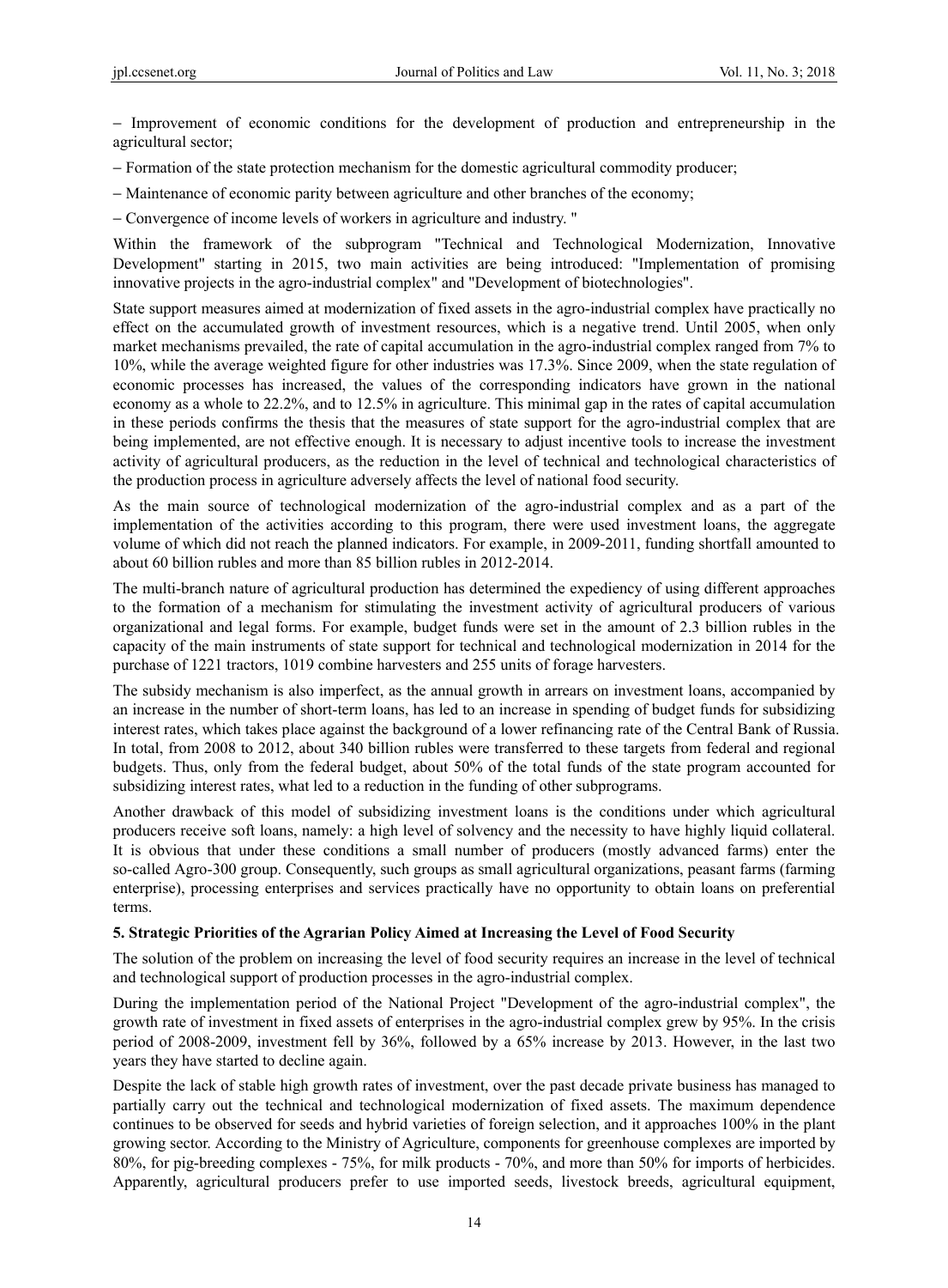– Improvement of economic conditions for the development of production and entrepreneurship in the agricultural sector;

– Formation of the state protection mechanism for the domestic agricultural commodity producer;

– Maintenance of economic parity between agriculture and other branches of the economy;

– Convergence of income levels of workers in agriculture and industry. "

Within the framework of the subprogram "Technical and Technological Modernization, Innovative Development" starting in 2015, two main activities are being introduced: "Implementation of promising innovative projects in the agro-industrial complex" and "Development of biotechnologies".

State support measures aimed at modernization of fixed assets in the agro-industrial complex have practically no effect on the accumulated growth of investment resources, which is a negative trend. Until 2005, when only market mechanisms prevailed, the rate of capital accumulation in the agro-industrial complex ranged from 7% to 10%, while the average weighted figure for other industries was 17.3%. Since 2009, when the state regulation of economic processes has increased, the values of the corresponding indicators have grown in the national economy as a whole to 22.2%, and to 12.5% in agriculture. This minimal gap in the rates of capital accumulation in these periods confirms the thesis that the measures of state support for the agro-industrial complex that are being implemented, are not effective enough. It is necessary to adjust incentive tools to increase the investment activity of agricultural producers, as the reduction in the level of technical and technological characteristics of the production process in agriculture adversely affects the level of national food security.

As the main source of technological modernization of the agro-industrial complex and as a part of the implementation of the activities according to this program, there were used investment loans, the aggregate volume of which did not reach the planned indicators. For example, in 2009-2011, funding shortfall amounted to about 60 billion rubles and more than 85 billion rubles in 2012-2014.

The multi-branch nature of agricultural production has determined the expediency of using different approaches to the formation of a mechanism for stimulating the investment activity of agricultural producers of various organizational and legal forms. For example, budget funds were set in the amount of 2.3 billion rubles in the capacity of the main instruments of state support for technical and technological modernization in 2014 for the purchase of 1221 tractors, 1019 combine harvesters and 255 units of forage harvesters.

The subsidy mechanism is also imperfect, as the annual growth in arrears on investment loans, accompanied by an increase in the number of short-term loans, has led to an increase in spending of budget funds for subsidizing interest rates, which takes place against the background of a lower refinancing rate of the Central Bank of Russia. In total, from 2008 to 2012, about 340 billion rubles were transferred to these targets from federal and regional budgets. Thus, only from the federal budget, about 50% of the total funds of the state program accounted for subsidizing interest rates, what led to a reduction in the funding of other subprograms.

Another drawback of this model of subsidizing investment loans is the conditions under which agricultural producers receive soft loans, namely: a high level of solvency and the necessity to have highly liquid collateral. It is obvious that under these conditions a small number of producers (mostly advanced farms) enter the so-called Agro-300 group. Consequently, such groups as small agricultural organizations, peasant farms (farming enterprise), processing enterprises and services practically have no opportunity to obtain loans on preferential terms.

### 5. Strategic Priorities of the Agrarian Policy Aimed at Increasing the Level of Food Security

The solution of the problem on increasing the level of food security requires an increase in the level of technical and technological support of production processes in the agro-industrial complex.

During the implementation period of the National Project "Development of the agro-industrial complex", the growth rate of investment in fixed assets of enterprises in the agro-industrial complex grew by 95%. In the crisis period of 2008-2009, investment fell by 36%, followed by a 65% increase by 2013. However, in the last two years they have started to decline again.

Despite the lack of stable high growth rates of investment, over the past decade private business has managed to partially carry out the technical and technological modernization of fixed assets. The maximum dependence continues to be observed for seeds and hybrid varieties of foreign selection, and it approaches 100% in the plant growing sector. According to the Ministry of Agriculture, components for greenhouse complexes are imported by 80%, for pig-breeding complexes - 75%, for milk products - 70%, and more than 50% for imports of herbicides. Apparently, agricultural producers prefer to use imported seeds, livestock breeds, agricultural equipment,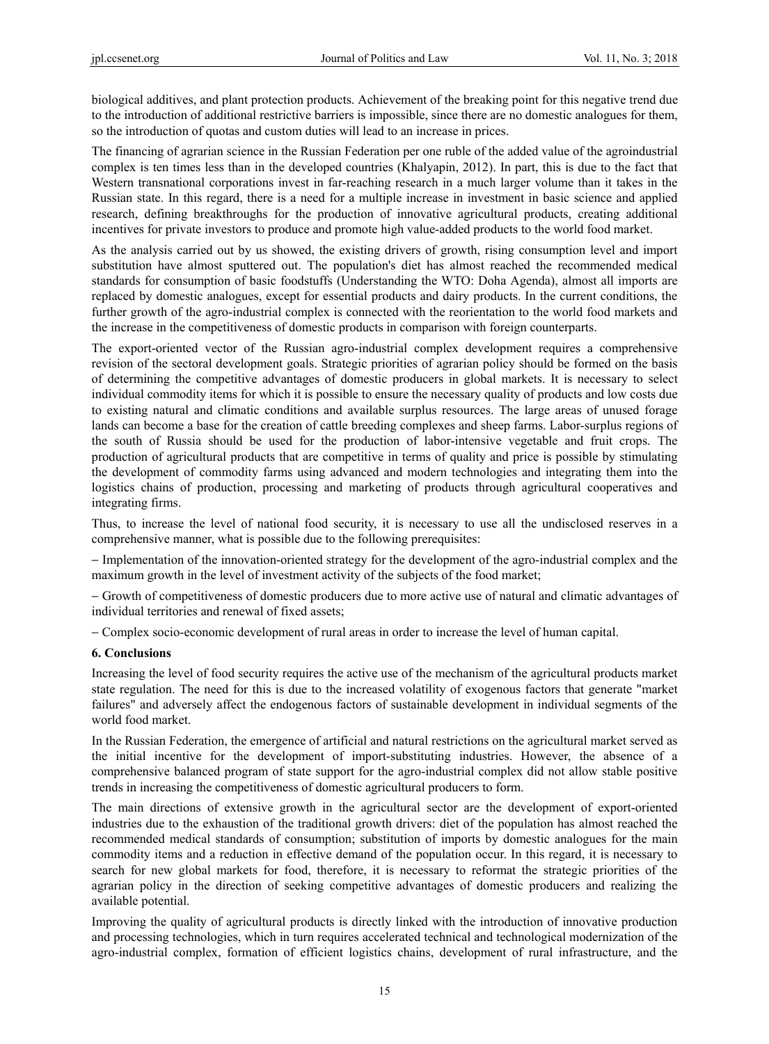biological additives, and plant protection products. Achievement of the breaking point for this negative trend due to the introduction of additional restrictive barriers is impossible, since there are no domestic analogues for them, so the introduction of quotas and custom duties will lead to an increase in prices.

The financing of agrarian science in the Russian Federation per one ruble of the added value of the agroindustrial complex is ten times less than in the developed countries (Khalyapin, 2012). In part, this is due to the fact that Western transnational corporations invest in far-reaching research in a much larger volume than it takes in the Russian state. In this regard, there is a need for a multiple increase in investment in basic science and applied research, defining breakthroughs for the production of innovative agricultural products, creating additional incentives for private investors to produce and promote high value-added products to the world food market.

As the analysis carried out by us showed, the existing drivers of growth, rising consumption level and import substitution have almost sputtered out. The population's diet has almost reached the recommended medical standards for consumption of basic foodstuffs (Understanding the WTO: Doha Agenda), almost all imports are replaced by domestic analogues, except for essential products and dairy products. In the current conditions, the further growth of the agro-industrial complex is connected with the reorientation to the world food markets and the increase in the competitiveness of domestic products in comparison with foreign counterparts.

The export-oriented vector of the Russian agro-industrial complex development requires a comprehensive revision of the sectoral development goals. Strategic priorities of agrarian policy should be formed on the basis of determining the competitive advantages of domestic producers in global markets. It is necessary to select individual commodity items for which it is possible to ensure the necessary quality of products and low costs due to existing natural and climatic conditions and available surplus resources. The large areas of unused forage lands can become a base for the creation of cattle breeding complexes and sheep farms. Labor-surplus regions of the south of Russia should be used for the production of labor-intensive vegetable and fruit crops. The production of agricultural products that are competitive in terms of quality and price is possible by stimulating the development of commodity farms using advanced and modern technologies and integrating them into the logistics chains of production, processing and marketing of products through agricultural cooperatives and integrating firms.

Thus, to increase the level of national food security, it is necessary to use all the undisclosed reserves in a comprehensive manner, what is possible due to the following prerequisites:

– Implementation of the innovation-oriented strategy for the development of the agro-industrial complex and the maximum growth in the level of investment activity of the subjects of the food market;

– Growth of competitiveness of domestic producers due to more active use of natural and climatic advantages of individual territories and renewal of fixed assets;

– Complex socio-economic development of rural areas in order to increase the level of human capital.

## 6. Conclusions

Increasing the level of food security requires the active use of the mechanism of the agricultural products market state regulation. The need for this is due to the increased volatility of exogenous factors that generate "market failures" and adversely affect the endogenous factors of sustainable development in individual segments of the world food market.

In the Russian Federation, the emergence of artificial and natural restrictions on the agricultural market served as the initial incentive for the development of import-substituting industries. However, the absence of a comprehensive balanced program of state support for the agro-industrial complex did not allow stable positive trends in increasing the competitiveness of domestic agricultural producers to form.

The main directions of extensive growth in the agricultural sector are the development of export-oriented industries due to the exhaustion of the traditional growth drivers: diet of the population has almost reached the recommended medical standards of consumption; substitution of imports by domestic analogues for the main commodity items and a reduction in effective demand of the population occur. In this regard, it is necessary to search for new global markets for food, therefore, it is necessary to reformat the strategic priorities of the agrarian policy in the direction of seeking competitive advantages of domestic producers and realizing the available potential.

Improving the quality of agricultural products is directly linked with the introduction of innovative production and processing technologies, which in turn requires accelerated technical and technological modernization of the agro-industrial complex, formation of efficient logistics chains, development of rural infrastructure, and the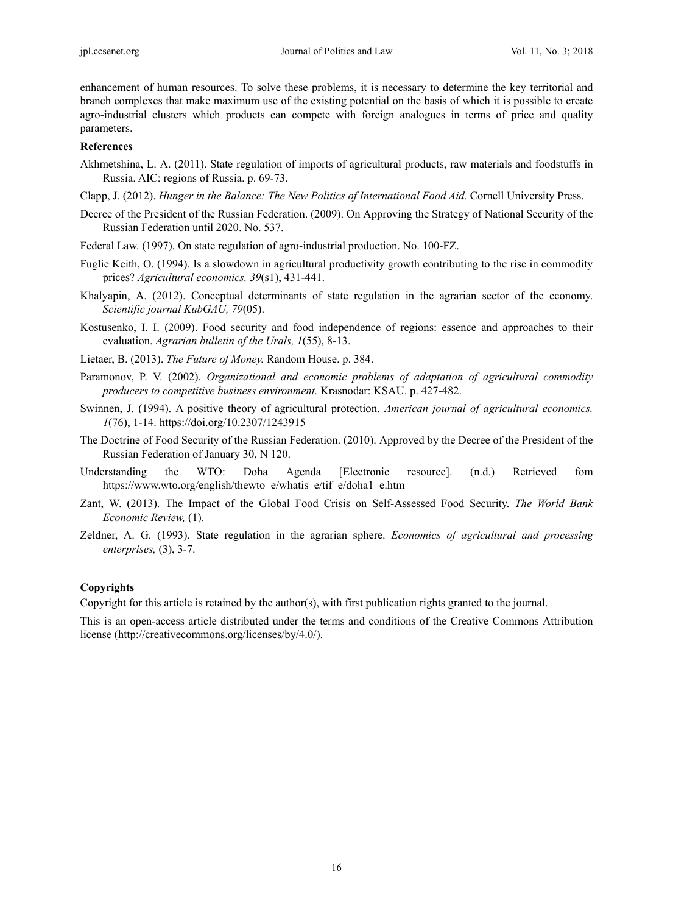enhancement of human resources. To solve these problems, it is necessary to determine the key territorial and branch complexes that make maximum use of the existing potential on the basis of which it is possible to create agro-industrial clusters which products can compete with foreign analogues in terms of price and quality parameters.

**References**

Akhmetshina, L. A. (2011). State regulation of imports of agricultural products, raw materials and foodstuffs in Russia. AIC: regions of Russia. p. 69-73.

Clapp, J. (2012). *Hunger in the Balance: The New Politics of International Food Aid.* Cornell University Press.

Decree of the President of the Russian Federation. (2009). On Approving the Strategy of National Security of the Russian Federation until 2020. No. 537.

Federal Law. (1997). On state regulation of agro-industrial production. No. 100-FZ.

Fuglie Keith, O. (1994). Is a slowdown in agricultural productivity growth contributing to the rise in commodity prices? *Agricultural economics, 39*(s1), 431-441.

Khalyapin, A. (2012). Conceptual determinants of state regulation in the agrarian sector of the economy. *Scientific journal KubGAU, 79*(05).

Kostusenko, I. I. (2009). Food security and food independence of regions: essence and approaches to their evaluation. *Agrarian bulletin of the Urals, 1*(55), 8-13.

Lietaer, B. (2013). *The Future of Money.* Random House. p. 384.

Paramonov, P. V. (2002). *Organizational and economic problems of adaptation of agricultural commodity producers to competitive business environment.* Krasnodar: KSAU. p. 427-482.

Swinnen, J. (1994). A positive theory of agricultural protection. *American journal of agricultural economics, 1*(76), 1-14. https://doi.org/10.2307/1243915

The Doctrine of Food Security of the Russian Federation. (2010). Approved by the Decree of the President of the Russian Federation of January 30, N 120.

Understanding the WTO: Doha Agenda [Electronic resource]. (n.d.) Retrieved fom https://www.wto.org/english/thewto_e/whatis_e/tif_e/doha1_e.htm

Zant, W. (2013). The Impact of the Global Food Crisis on Self-Assessed Food Security. *The World Bank Economic Review,* (1).

Zeldner, A. G. (1993). State regulation in the agrarian sphere. *Economics of agricultural and processing enterprises,* (3), 3-7.

**Copyrights**

Copyright for this article is retained by the author(s), with first publication rights granted to the journal.

This is an open-access article distributed under the terms and conditions of the Creative Commons Attribution license (http://creativecommons.org/licenses/by/4.0/).